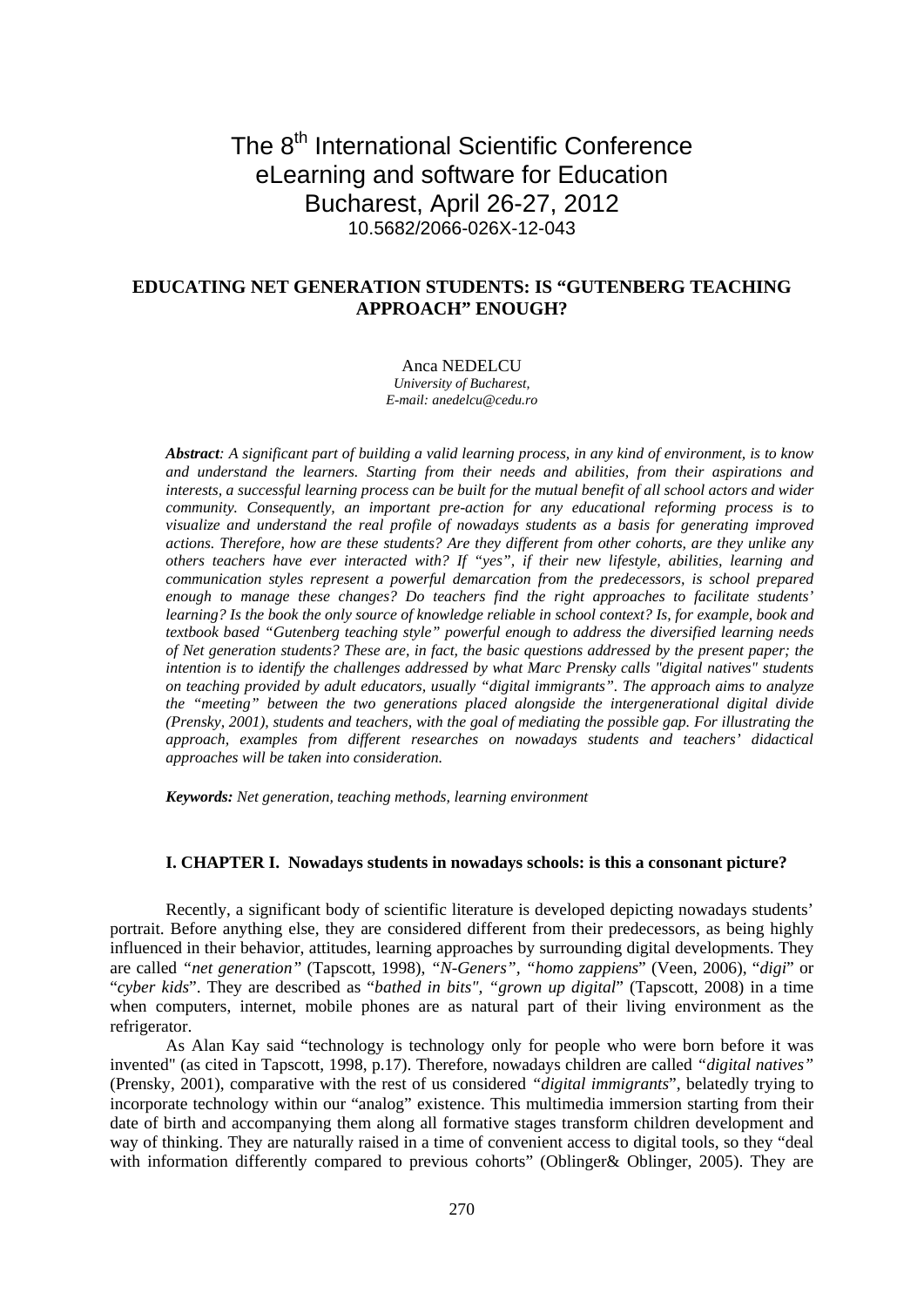The 8th International Scientific Conference
eLearning and software for Education
Bucharest, April 26-27, 2012
10.5682/2066-026X-12-043

# EDUCATING NET GENERATION STUDENTS: IS "GUTENBERG TEACHING APPROACH" ENOUGH?

Anca NEDELCU
*University of Bucharest,*
*E-mail: anedelcu@cedu.ro*

***Abstract**: A significant part of building a valid learning process, in any kind of environment, is to know and understand the learners. Starting from their needs and abilities, from their aspirations and interests, a successful learning process can be built for the mutual benefit of all school actors and wider community. Consequently, an important pre-action for any educational reforming process is to visualize and understand the real profile of nowadays students as a basis for generating improved actions. Therefore, how are these students? Are they different from other cohorts, are they unlike any others teachers have ever interacted with? If "yes", if their new lifestyle, abilities, learning and communication styles represent a powerful demarcation from the predecessors, is school prepared enough to manage these changes? Do teachers find the right approaches to facilitate students' learning? Is the book the only source of knowledge reliable in school context? Is, for example, book and textbook based "Gutenberg teaching style" powerful enough to address the diversified learning needs of Net generation students? These are, in fact, the basic questions addressed by the present paper; the intention is to identify the challenges addressed by what Marc Prensky calls "digital natives" students on teaching provided by adult educators, usually "digital immigrants". The approach aims to analyze the "meeting" between the two generations placed alongside the intergenerational digital divide (Prensky, 2001), students and teachers, with the goal of mediating the possible gap. For illustrating the approach, examples from different researches on nowadays students and teachers' didactical approaches will be taken into consideration.*

***Keywords:** Net generation, teaching methods, learning environment*

## I. CHAPTER I. Nowadays students in nowadays schools: is this a consonant picture?

Recently, a significant body of scientific literature is developed depicting nowadays students' portrait. Before anything else, they are considered different from their predecessors, as being highly influenced in their behavior, attitudes, learning approaches by surrounding digital developments. They are called *"net generation"* (Tapscott, 1998), *"N-Geners", "homo zappiens*" (Veen, 2006), "*digi*" or "*cyber kids*". They are described as "*bathed in bits", "grown up digital*" (Tapscott, 2008) in a time when computers, internet, mobile phones are as natural part of their living environment as the refrigerator.

As Alan Kay said "technology is technology only for people who were born before it was invented" (as cited in Tapscott, 1998, p.17). Therefore, nowadays children are called *"digital natives"* (Prensky, 2001), comparative with the rest of us considered *"digital immigrants*", belatedly trying to incorporate technology within our "analog" existence. This multimedia immersion starting from their date of birth and accompanying them along all formative stages transform children development and way of thinking. They are naturally raised in a time of convenient access to digital tools, so they "deal with information differently compared to previous cohorts" (Oblinger& Oblinger, 2005). They are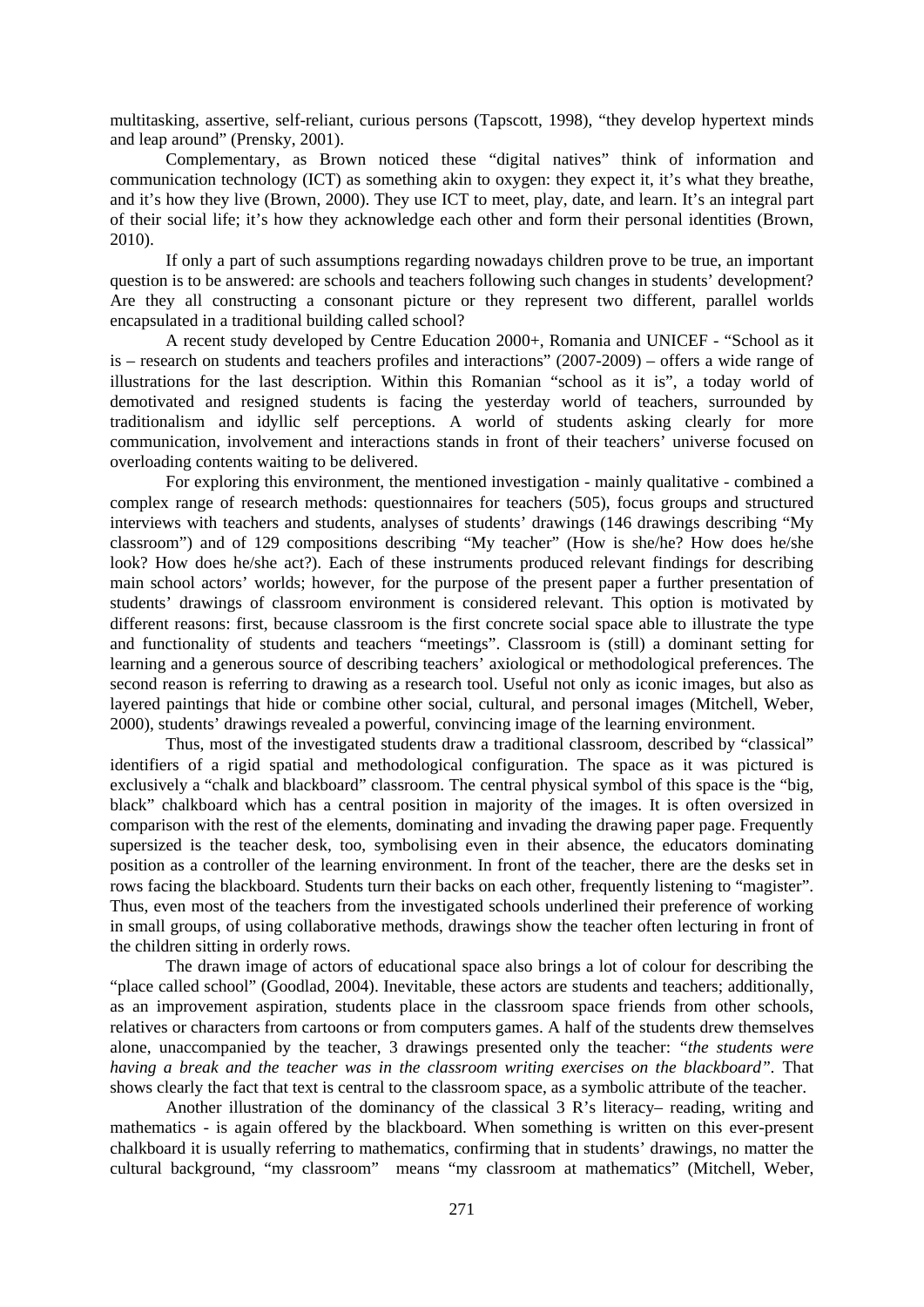multitasking, assertive, self-reliant, curious persons (Tapscott, 1998), "they develop hypertext minds and leap around" (Prensky, 2001).

Complementary, as Brown noticed these "digital natives" think of information and communication technology (ICT) as something akin to oxygen: they expect it, it's what they breathe, and it's how they live (Brown, 2000). They use ICT to meet, play, date, and learn. It's an integral part of their social life; it's how they acknowledge each other and form their personal identities (Brown, 2010).

If only a part of such assumptions regarding nowadays children prove to be true, an important question is to be answered: are schools and teachers following such changes in students' development? Are they all constructing a consonant picture or they represent two different, parallel worlds encapsulated in a traditional building called school?

A recent study developed by Centre Education 2000+, Romania and UNICEF - "School as it is – research on students and teachers profiles and interactions" (2007-2009) – offers a wide range of illustrations for the last description. Within this Romanian "school as it is", a today world of demotivated and resigned students is facing the yesterday world of teachers, surrounded by traditionalism and idyllic self perceptions. A world of students asking clearly for more communication, involvement and interactions stands in front of their teachers' universe focused on overloading contents waiting to be delivered.

For exploring this environment, the mentioned investigation - mainly qualitative - combined a complex range of research methods: questionnaires for teachers (505), focus groups and structured interviews with teachers and students, analyses of students' drawings (146 drawings describing "My classroom") and of 129 compositions describing "My teacher" (How is she/he? How does he/she look? How does he/she act?). Each of these instruments produced relevant findings for describing main school actors' worlds; however, for the purpose of the present paper a further presentation of students' drawings of classroom environment is considered relevant. This option is motivated by different reasons: first, because classroom is the first concrete social space able to illustrate the type and functionality of students and teachers "meetings". Classroom is (still) a dominant setting for learning and a generous source of describing teachers' axiological or methodological preferences. The second reason is referring to drawing as a research tool. Useful not only as iconic images, but also as layered paintings that hide or combine other social, cultural, and personal images (Mitchell, Weber, 2000), students' drawings revealed a powerful, convincing image of the learning environment.

Thus, most of the investigated students draw a traditional classroom, described by "classical" identifiers of a rigid spatial and methodological configuration. The space as it was pictured is exclusively a "chalk and blackboard" classroom. The central physical symbol of this space is the "big, black" chalkboard which has a central position in majority of the images. It is often oversized in comparison with the rest of the elements, dominating and invading the drawing paper page. Frequently supersized is the teacher desk, too, symbolising even in their absence, the educators dominating position as a controller of the learning environment. In front of the teacher, there are the desks set in rows facing the blackboard. Students turn their backs on each other, frequently listening to "magister". Thus, even most of the teachers from the investigated schools underlined their preference of working in small groups, of using collaborative methods, drawings show the teacher often lecturing in front of the children sitting in orderly rows.

The drawn image of actors of educational space also brings a lot of colour for describing the "place called school" (Goodlad, 2004). Inevitable, these actors are students and teachers; additionally, as an improvement aspiration, students place in the classroom space friends from other schools, relatives or characters from cartoons or from computers games. A half of the students drew themselves alone, unaccompanied by the teacher, 3 drawings presented only the teacher: *"the students were having a break and the teacher was in the classroom writing exercises on the blackboard"*. That shows clearly the fact that text is central to the classroom space, as a symbolic attribute of the teacher.

Another illustration of the dominancy of the classical 3 R's literacy– reading, writing and mathematics - is again offered by the blackboard. When something is written on this ever-present chalkboard it is usually referring to mathematics, confirming that in students' drawings, no matter the cultural background, "my classroom" means "my classroom at mathematics" (Mitchell, Weber,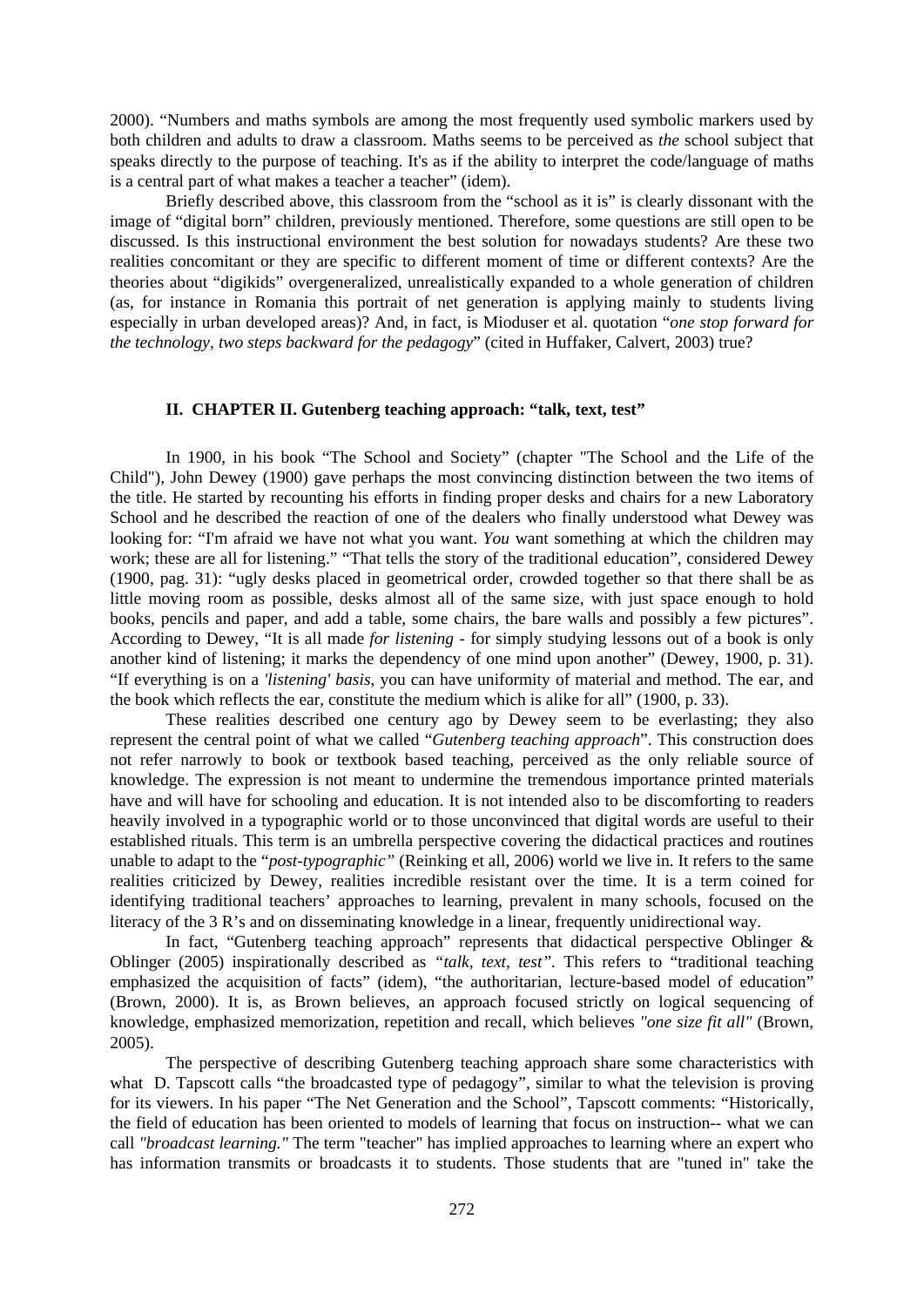2000). "Numbers and maths symbols are among the most frequently used symbolic markers used by both children and adults to draw a classroom. Maths seems to be perceived as *the* school subject that speaks directly to the purpose of teaching. It's as if the ability to interpret the code/language of maths is a central part of what makes a teacher a teacher" (idem).

Briefly described above, this classroom from the "school as it is" is clearly dissonant with the image of "digital born" children, previously mentioned. Therefore, some questions are still open to be discussed. Is this instructional environment the best solution for nowadays students? Are these two realities concomitant or they are specific to different moment of time or different contexts? Are the theories about "digikids" overgeneralized, unrealistically expanded to a whole generation of children (as, for instance in Romania this portrait of net generation is applying mainly to students living especially in urban developed areas)? And, in fact, is Mioduser et al. quotation "*one stop forward for the technology, two steps backward for the pedagogy*" (cited in Huffaker, Calvert, 2003) true?

## II. CHAPTER II. Gutenberg teaching approach: "talk, text, test"

In 1900, in his book "The School and Society" (chapter "The School and the Life of the Child"), John Dewey (1900) gave perhaps the most convincing distinction between the two items of the title. He started by recounting his efforts in finding proper desks and chairs for a new Laboratory School and he described the reaction of one of the dealers who finally understood what Dewey was looking for: "I'm afraid we have not what you want. *You* want something at which the children may work; these are all for listening." "That tells the story of the traditional education", considered Dewey (1900, pag. 31): "ugly desks placed in geometrical order, crowded together so that there shall be as little moving room as possible, desks almost all of the same size, with just space enough to hold books, pencils and paper, and add a table, some chairs, the bare walls and possibly a few pictures". According to Dewey, "It is all made *for listening* - for simply studying lessons out of a book is only another kind of listening; it marks the dependency of one mind upon another" (Dewey, 1900, p. 31). "If everything is on a *'listening' basis*, you can have uniformity of material and method. The ear, and the book which reflects the ear, constitute the medium which is alike for all" (1900, p. 33).

These realities described one century ago by Dewey seem to be everlasting; they also represent the central point of what we called "*Gutenberg teaching approach*". This construction does not refer narrowly to book or textbook based teaching, perceived as the only reliable source of knowledge. The expression is not meant to undermine the tremendous importance printed materials have and will have for schooling and education. It is not intended also to be discomforting to readers heavily involved in a typographic world or to those unconvinced that digital words are useful to their established rituals. This term is an umbrella perspective covering the didactical practices and routines unable to adapt to the "*post-typographic*" (Reinking et all, 2006) world we live in. It refers to the same realities criticized by Dewey, realities incredible resistant over the time. It is a term coined for identifying traditional teachers' approaches to learning, prevalent in many schools, focused on the literacy of the 3 R's and on disseminating knowledge in a linear, frequently unidirectional way.

In fact, "Gutenberg teaching approach" represents that didactical perspective Oblinger & Oblinger (2005) inspirationally described as *"talk, text, test"*. This refers to "traditional teaching emphasized the acquisition of facts" (idem), "the authoritarian, lecture-based model of education" (Brown, 2000). It is, as Brown believes, an approach focused strictly on logical sequencing of knowledge, emphasized memorization, repetition and recall, which believes *"one size fit all"* (Brown, 2005).

The perspective of describing Gutenberg teaching approach share some characteristics with what D. Tapscott calls "the broadcasted type of pedagogy", similar to what the television is proving for its viewers. In his paper "The Net Generation and the School", Tapscott comments: "Historically, the field of education has been oriented to models of learning that focus on instruction-- what we can call *"broadcast learning."* The term "teacher" has implied approaches to learning where an expert who has information transmits or broadcasts it to students. Those students that are "tuned in" take the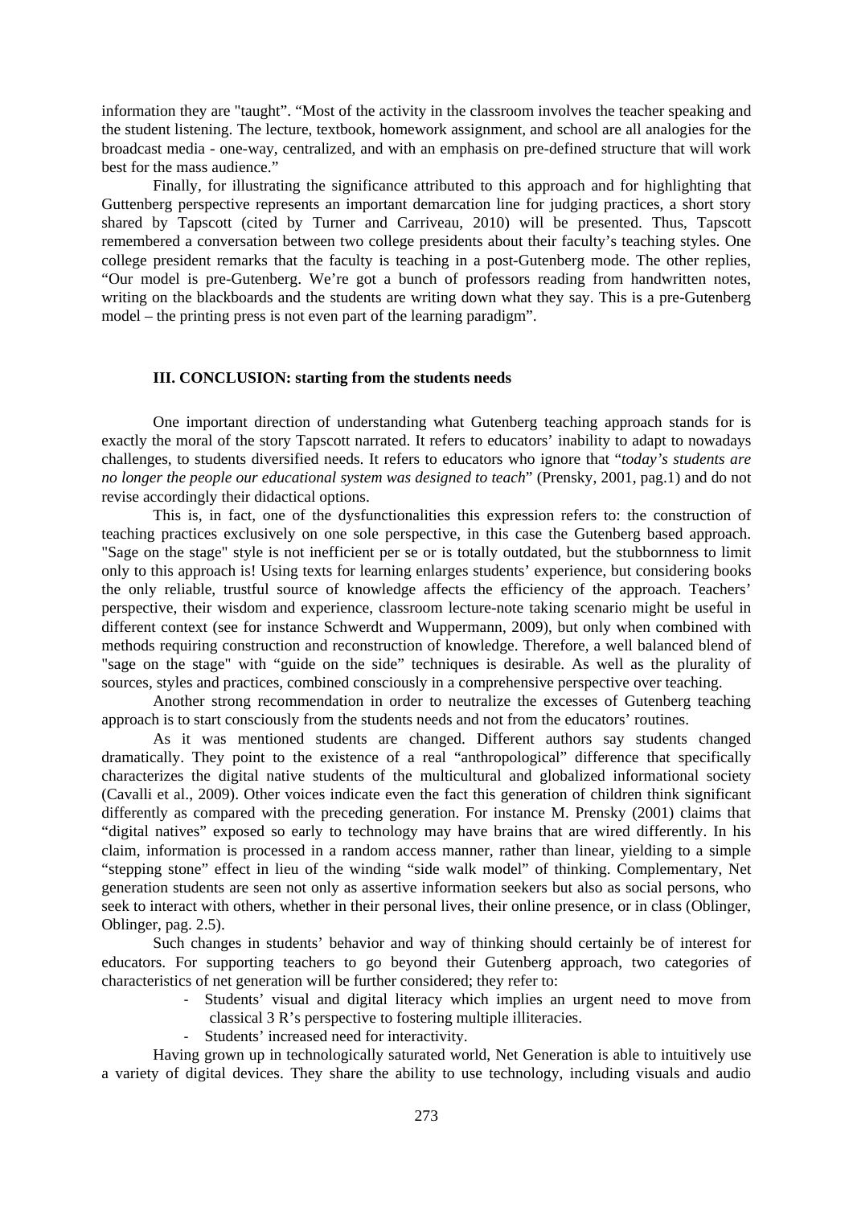information they are "taught". "Most of the activity in the classroom involves the teacher speaking and the student listening. The lecture, textbook, homework assignment, and school are all analogies for the broadcast media - one-way, centralized, and with an emphasis on pre-defined structure that will work best for the mass audience."

Finally, for illustrating the significance attributed to this approach and for highlighting that Guttenberg perspective represents an important demarcation line for judging practices, a short story shared by Tapscott (cited by Turner and Carriveau, 2010) will be presented. Thus, Tapscott remembered a conversation between two college presidents about their faculty's teaching styles. One college president remarks that the faculty is teaching in a post-Gutenberg mode. The other replies, "Our model is pre-Gutenberg. We're got a bunch of professors reading from handwritten notes, writing on the blackboards and the students are writing down what they say. This is a pre-Gutenberg model – the printing press is not even part of the learning paradigm".

## III. CONCLUSION: starting from the students needs

One important direction of understanding what Gutenberg teaching approach stands for is exactly the moral of the story Tapscott narrated. It refers to educators' inability to adapt to nowadays challenges, to students diversified needs. It refers to educators who ignore that "*today's students are no longer the people our educational system was designed to teach*" (Prensky, 2001, pag.1) and do not revise accordingly their didactical options.

This is, in fact, one of the dysfunctionalities this expression refers to: the construction of teaching practices exclusively on one sole perspective, in this case the Gutenberg based approach. "Sage on the stage" style is not inefficient per se or is totally outdated, but the stubbornness to limit only to this approach is! Using texts for learning enlarges students' experience, but considering books the only reliable, trustful source of knowledge affects the efficiency of the approach. Teachers' perspective, their wisdom and experience, classroom lecture-note taking scenario might be useful in different context (see for instance Schwerdt and Wuppermann, 2009), but only when combined with methods requiring construction and reconstruction of knowledge. Therefore, a well balanced blend of "sage on the stage" with "guide on the side" techniques is desirable. As well as the plurality of sources, styles and practices, combined consciously in a comprehensive perspective over teaching.

Another strong recommendation in order to neutralize the excesses of Gutenberg teaching approach is to start consciously from the students needs and not from the educators' routines.

As it was mentioned students are changed. Different authors say students changed dramatically. They point to the existence of a real "anthropological" difference that specifically characterizes the digital native students of the multicultural and globalized informational society (Cavalli et al., 2009). Other voices indicate even the fact this generation of children think significant differently as compared with the preceding generation. For instance M. Prensky (2001) claims that "digital natives" exposed so early to technology may have brains that are wired differently. In his claim, information is processed in a random access manner, rather than linear, yielding to a simple "stepping stone" effect in lieu of the winding "side walk model" of thinking. Complementary, Net generation students are seen not only as assertive information seekers but also as social persons, who seek to interact with others, whether in their personal lives, their online presence, or in class (Oblinger, Oblinger, pag. 2.5).

Such changes in students' behavior and way of thinking should certainly be of interest for educators. For supporting teachers to go beyond their Gutenberg approach, two categories of characteristics of net generation will be further considered; they refer to:

- Students' visual and digital literacy which implies an urgent need to move from classical 3 R's perspective to fostering multiple illiteracies.
- Students' increased need for interactivity.

Having grown up in technologically saturated world, Net Generation is able to intuitively use a variety of digital devices. They share the ability to use technology, including visuals and audio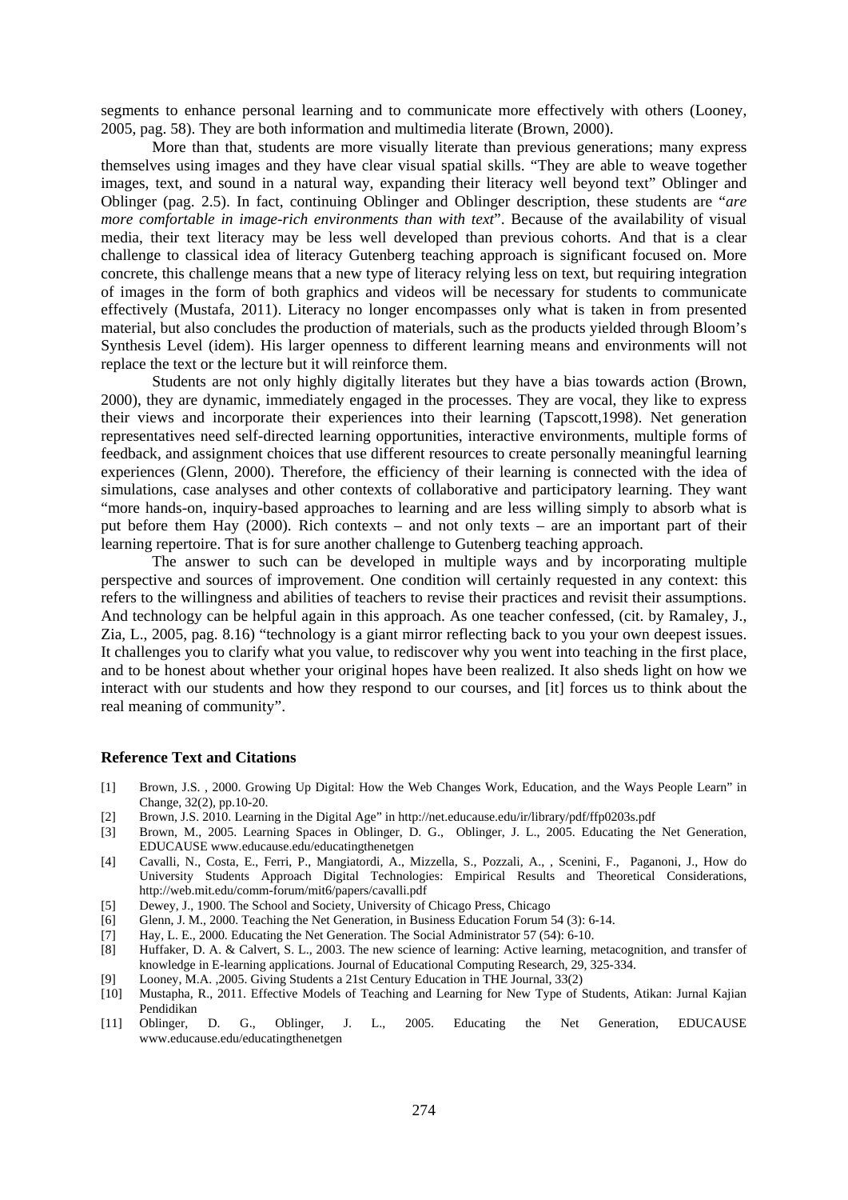segments to enhance personal learning and to communicate more effectively with others (Looney, 2005, pag. 58). They are both information and multimedia literate (Brown, 2000).

More than that, students are more visually literate than previous generations; many express themselves using images and they have clear visual spatial skills. "They are able to weave together images, text, and sound in a natural way, expanding their literacy well beyond text" Oblinger and Oblinger (pag. 2.5). In fact, continuing Oblinger and Oblinger description, these students are "*are more comfortable in image-rich environments than with text*". Because of the availability of visual media, their text literacy may be less well developed than previous cohorts. And that is a clear challenge to classical idea of literacy Gutenberg teaching approach is significant focused on. More concrete, this challenge means that a new type of literacy relying less on text, but requiring integration of images in the form of both graphics and videos will be necessary for students to communicate effectively (Mustafa, 2011). Literacy no longer encompasses only what is taken in from presented material, but also concludes the production of materials, such as the products yielded through Bloom's Synthesis Level (idem). His larger openness to different learning means and environments will not replace the text or the lecture but it will reinforce them.

Students are not only highly digitally literates but they have a bias towards action (Brown, 2000), they are dynamic, immediately engaged in the processes. They are vocal, they like to express their views and incorporate their experiences into their learning (Tapscott,1998). Net generation representatives need self-directed learning opportunities, interactive environments, multiple forms of feedback, and assignment choices that use different resources to create personally meaningful learning experiences (Glenn, 2000). Therefore, the efficiency of their learning is connected with the idea of simulations, case analyses and other contexts of collaborative and participatory learning. They want "more hands-on, inquiry-based approaches to learning and are less willing simply to absorb what is put before them Hay (2000). Rich contexts – and not only texts – are an important part of their learning repertoire. That is for sure another challenge to Gutenberg teaching approach.

The answer to such can be developed in multiple ways and by incorporating multiple perspective and sources of improvement. One condition will certainly requested in any context: this refers to the willingness and abilities of teachers to revise their practices and revisit their assumptions. And technology can be helpful again in this approach. As one teacher confessed, (cit. by Ramaley, J., Zia, L., 2005, pag. 8.16) "technology is a giant mirror reflecting back to you your own deepest issues. It challenges you to clarify what you value, to rediscover why you went into teaching in the first place, and to be honest about whether your original hopes have been realized. It also sheds light on how we interact with our students and how they respond to our courses, and [it] forces us to think about the real meaning of community".

**Reference Text and Citations**

[1] Brown, J.S. , 2000. Growing Up Digital: How the Web Changes Work, Education, and the Ways People Learn" in Change, 32(2), pp.10-20.

[2] Brown, J.S. 2010. Learning in the Digital Age" in http://net.educause.edu/ir/library/pdf/ffp0203s.pdf

[3] Brown, M., 2005. Learning Spaces in Oblinger, D. G., Oblinger, J. L., 2005. Educating the Net Generation, EDUCAUSE www.educause.edu/educatingthenetgen

[4] Cavalli, N., Costa, E., Ferri, P., Mangiatordi, A., Mizzella, S., Pozzali, A., , Scenini, F., Paganoni, J., How do University Students Approach Digital Technologies: Empirical Results and Theoretical Considerations, http://web.mit.edu/comm-forum/mit6/papers/cavalli.pdf

[5] Dewey, J., 1900. The School and Society, University of Chicago Press, Chicago

[6] Glenn, J. M., 2000. Teaching the Net Generation, in Business Education Forum 54 (3): 6-14.

[7] Hay, L. E., 2000. Educating the Net Generation. The Social Administrator 57 (54): 6-10.

[8] Huffaker, D. A. & Calvert, S. L., 2003. The new science of learning: Active learning, metacognition, and transfer of knowledge in E-learning applications. Journal of Educational Computing Research, 29, 325-334.

[9] Looney, M.A. ,2005. Giving Students a 21st Century Education in THE Journal, 33(2)

[10] Mustapha, R., 2011. Effective Models of Teaching and Learning for New Type of Students, Atikan: Jurnal Kajian Pendidikan

[11] Oblinger, D. G., Oblinger, J. L., 2005. Educating the Net Generation, EDUCAUSE www.educause.edu/educatingthenetgen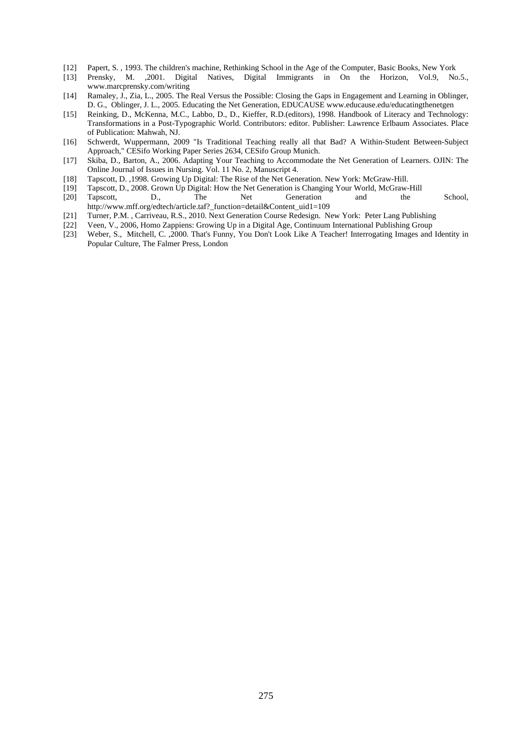[12] Papert, S. , 1993. The children's machine, Rethinking School in the Age of the Computer, Basic Books, New York

[13] Prensky, M. ,2001. Digital Natives, Digital Immigrants in On the Horizon, Vol.9, No.5., www.marcprensky.com/writing

[14] Ramaley, J., Zia, L., 2005. The Real Versus the Possible: Closing the Gaps in Engagement and Learning in Oblinger, D. G., Oblinger, J. L., 2005. Educating the Net Generation, EDUCAUSE www.educause.edu/educatingthenetgen

[15] Reinking, D., McKenna, M.C., Labbo, D., D., Kieffer, R.D.(editors), 1998. Handbook of Literacy and Technology: Transformations in a Post-Typographic World. Contributors: editor. Publisher: Lawrence Erlbaum Associates. Place of Publication: Mahwah, NJ.

[16] Schwerdt, Wuppermann, 2009 "Is Traditional Teaching really all that Bad? A Within-Student Between-Subject Approach," CESifo Working Paper Series 2634, CESifo Group Munich.

[17] Skiba, D., Barton, A., 2006. Adapting Your Teaching to Accommodate the Net Generation of Learners. OJIN: The Online Journal of Issues in Nursing. Vol. 11 No. 2, Manuscript 4.

[18] Tapscott, D. ,1998. Growing Up Digital: The Rise of the Net Generation. New York: McGraw-Hill.

[19] Tapscott, D., 2008. Grown Up Digital: How the Net Generation is Changing Your World, McGraw-Hill

[20] Tapscott, D., The Net Generation and the School, http://www.mff.org/edtech/article.taf?_function=detail&Content_uid1=109

[21] Turner, P.M. , Carriveau, R.S., 2010. Next Generation Course Redesign. New York: Peter Lang Publishing

[22] Veen, V., 2006, Homo Zappiens: Growing Up in a Digital Age, Continuum International Publishing Group

[23] Weber, S., Mitchell, C. ,2000. That's Funny, You Don't Look Like A Teacher! Interrogating Images and Identity in Popular Culture, The Falmer Press, London